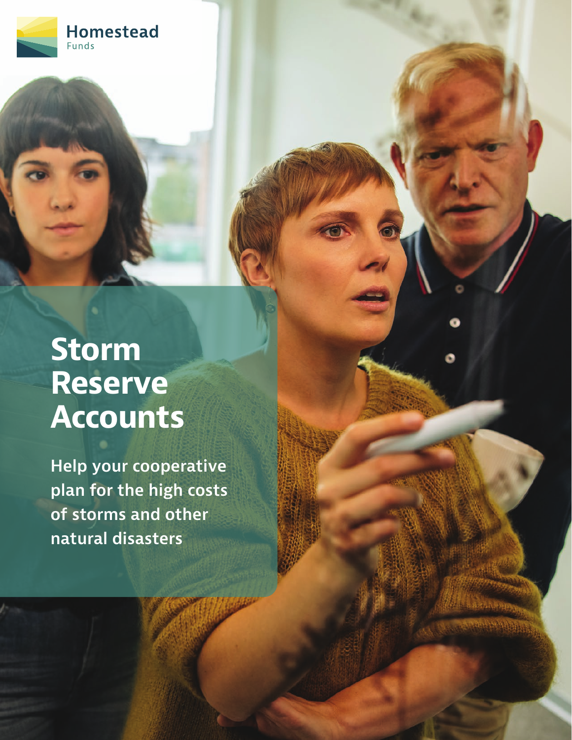Homestead Funds

# Storm Reserve Accounts

**Help your cooperative plan for the high costs of storms and other natural disasters**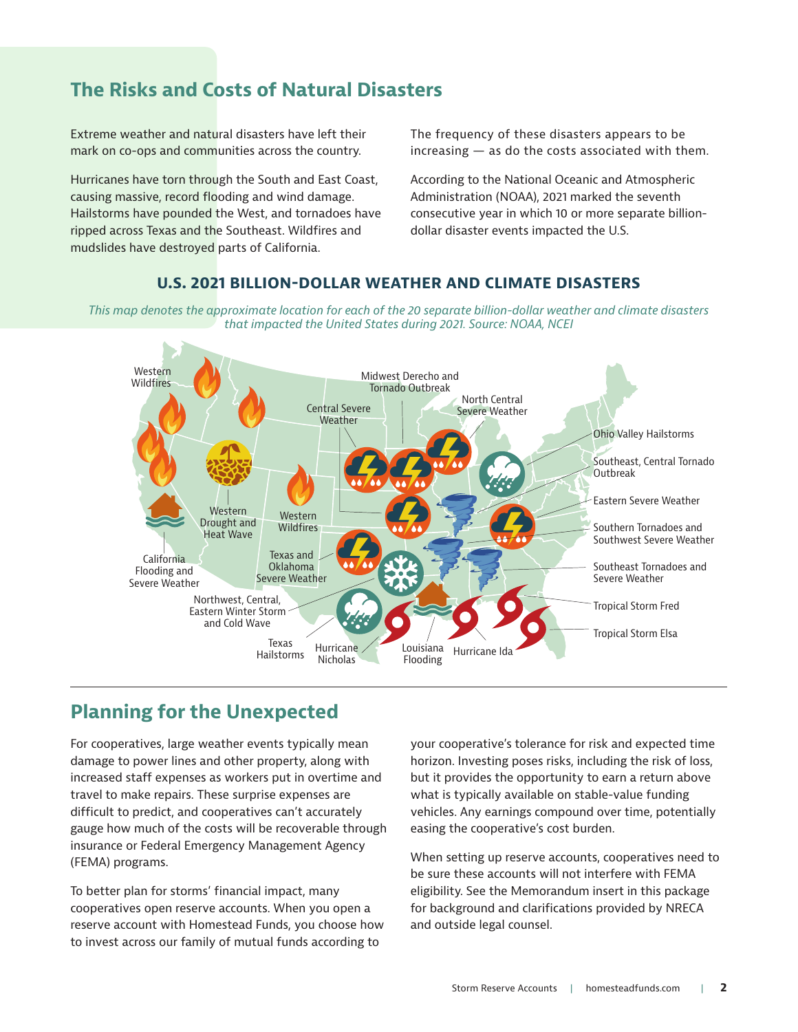## The Risks and Costs of Natural Disasters

Extreme weather and natural disasters have left their mark on co-ops and communities across the country.

Hurricanes have torn through the South and East Coast, causing massive, record flooding and wind damage. Hailstorms have pounded the West, and tornadoes have ripped across Texas and the Southeast. Wildfires and mudslides have destroyed parts of California.

The frequency of these disasters appears to be increasing — as do the costs associated with them.

According to the National Oceanic and Atmospheric Administration (NOAA), 2021 marked the seventh consecutive year in which 10 or more separate billion-dollar disaster events impacted the U.S.

### U.S. 2021 BILLION-DOLLAR WEATHER AND CLIMATE DISASTERS

*This map denotes the approximate location for each of the 20 separate billion-dollar weather and climate disasters that impacted the United States during 2021. Source: NOAA, NCEI*

Western Wildfires; Western Drought and Heat Wave; Western Wildfires; California Flooding and Severe Weather; Texas and Oklahoma Severe Weather; Northwest, Central, Eastern Winter Storm and Cold Wave; Texas Hailstorms; Hurricane Nicholas; Louisiana Flooding; Hurricane Ida; Central Severe Weather; Midwest Derecho and Tornado Outbreak; North Central Severe Weather; Ohio Valley Hailstorms; Southeast, Central Tornado Outbreak; Eastern Severe Weather; Southern Tornadoes and Southwest Severe Weather; Southeast Tornadoes and Severe Weather; Tropical Storm Fred; Tropical Storm Elsa

## Planning for the Unexpected

For cooperatives, large weather events typically mean damage to power lines and other property, along with increased staff expenses as workers put in overtime and travel to make repairs. These surprise expenses are difficult to predict, and cooperatives can't accurately gauge how much of the costs will be recoverable through insurance or Federal Emergency Management Agency (FEMA) programs.

To better plan for storms' financial impact, many cooperatives open reserve accounts. When you open a reserve account with Homestead Funds, you choose how to invest across our family of mutual funds according to your cooperative's tolerance for risk and expected time horizon. Investing poses risks, including the risk of loss, but it provides the opportunity to earn a return above what is typically available on stable-value funding vehicles. Any earnings compound over time, potentially easing the cooperative's cost burden.

When setting up reserve accounts, cooperatives need to be sure these accounts will not interfere with FEMA eligibility. See the Memorandum insert in this package for background and clarifications provided by NRECA and outside legal counsel.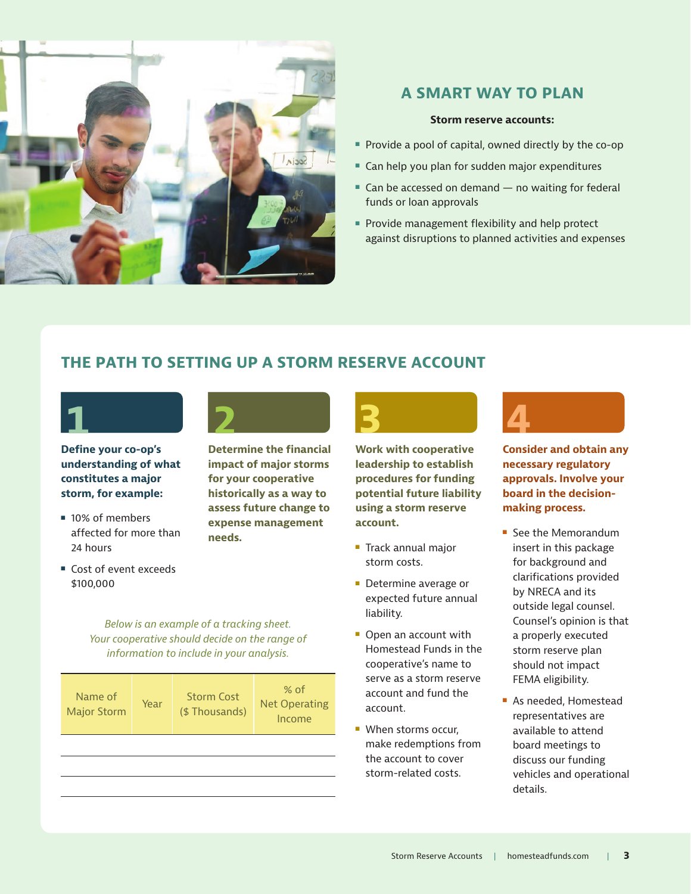## A SMART WAY TO PLAN

**Storm reserve accounts:**

- Provide a pool of capital, owned directly by the co-op
- Can help you plan for sudden major expenditures
- Can be accessed on demand — no waiting for federal funds or loan approvals
- Provide management flexibility and help protect against disruptions to planned activities and expenses

## THE PATH TO SETTING UP A STORM RESERVE ACCOUNT

### 1

**Define your co-op's understanding of what constitutes a major storm, for example:**

- 10% of members affected for more than 24 hours
- Cost of event exceeds $100,000

### 2

**Determine the financial impact of major storms for your cooperative historically as a way to assess future change to expense management needs.**

*Below is an example of a tracking sheet. Your cooperative should decide on the range of information to include in your analysis.*

| Name of Major Storm | Year | Storm Cost ($ Thousands) | % of Net Operating Income |
|---|---|---|---|
| | | | |
| | | | |
| | | | |

### 3

**Work with cooperative leadership to establish procedures for funding potential future liability using a storm reserve account.**

- Track annual major storm costs.
- Determine average or expected future annual liability.
- Open an account with Homestead Funds in the cooperative's name to serve as a storm reserve account and fund the account.
- When storms occur, make redemptions from the account to cover storm-related costs.

### 4

**Consider and obtain any necessary regulatory approvals. Involve your board in the decision-making process.**

- See the Memorandum insert in this package for background and clarifications provided by NRECA and its outside legal counsel. Counsel's opinion is that a properly executed storm reserve plan should not impact FEMA eligibility.
- As needed, Homestead representatives are available to attend board meetings to discuss our funding vehicles and operational details.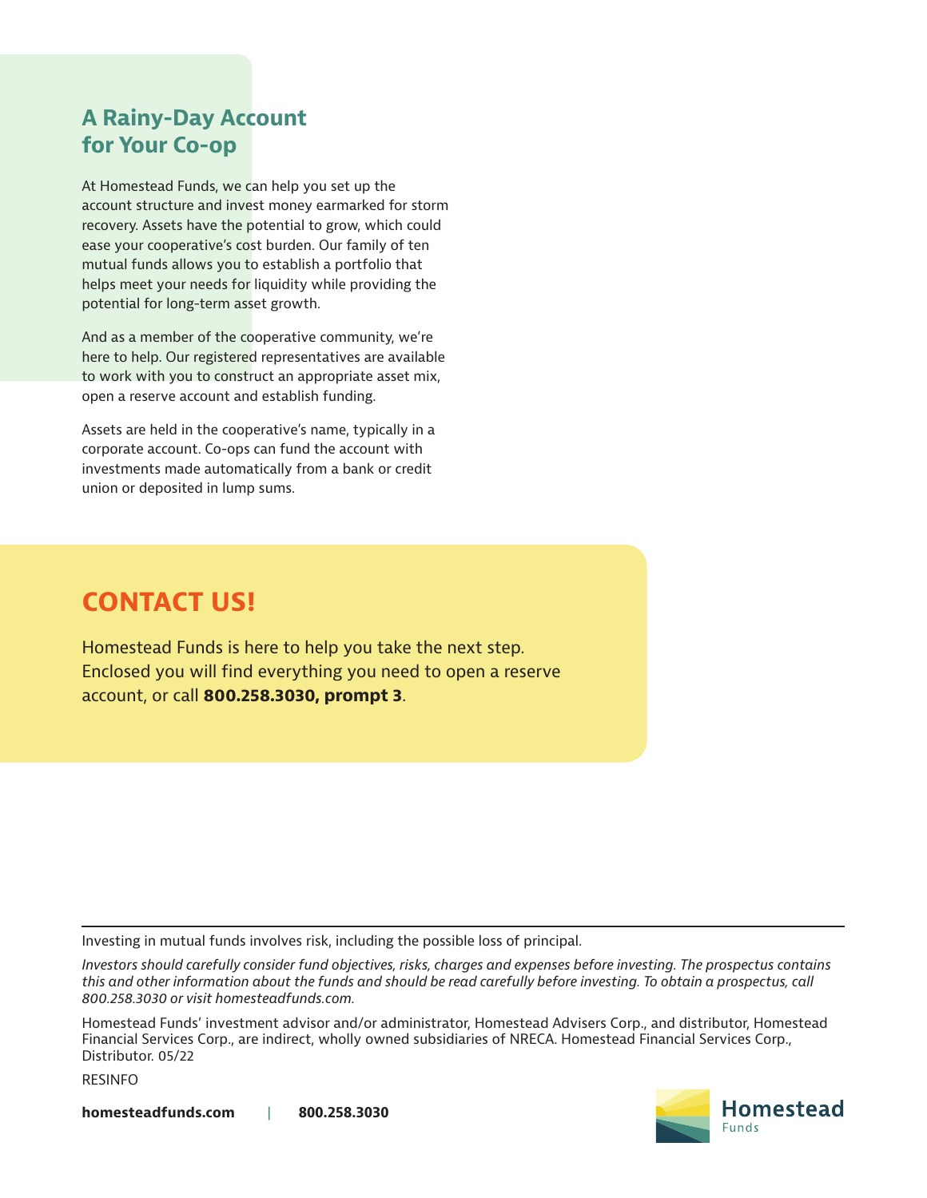## A Rainy-Day Account for Your Co-op

At Homestead Funds, we can help you set up the account structure and invest money earmarked for storm recovery. Assets have the potential to grow, which could ease your cooperative's cost burden. Our family of ten mutual funds allows you to establish a portfolio that helps meet your needs for liquidity while providing the potential for long-term asset growth.

And as a member of the cooperative community, we're here to help. Our registered representatives are available to work with you to construct an appropriate asset mix, open a reserve account and establish funding.

Assets are held in the cooperative's name, typically in a corporate account. Co-ops can fund the account with investments made automatically from a bank or credit union or deposited in lump sums.

## CONTACT US!

Homestead Funds is here to help you take the next step. Enclosed you will find everything you need to open a reserve account, or call **800.258.3030, prompt 3**.

---

Investing in mutual funds involves risk, including the possible loss of principal.

*Investors should carefully consider fund objectives, risks, charges and expenses before investing. The prospectus contains this and other information about the funds and should be read carefully before investing. To obtain a prospectus, call 800.258.3030 or visit homesteadfunds.com.*

Homestead Funds' investment advisor and/or administrator, Homestead Advisers Corp., and distributor, Homestead Financial Services Corp., are indirect, wholly owned subsidiaries of NRECA. Homestead Financial Services Corp., Distributor. 05/22

RESINFO

**homesteadfunds.com** | **800.258.3030**

Homestead Funds